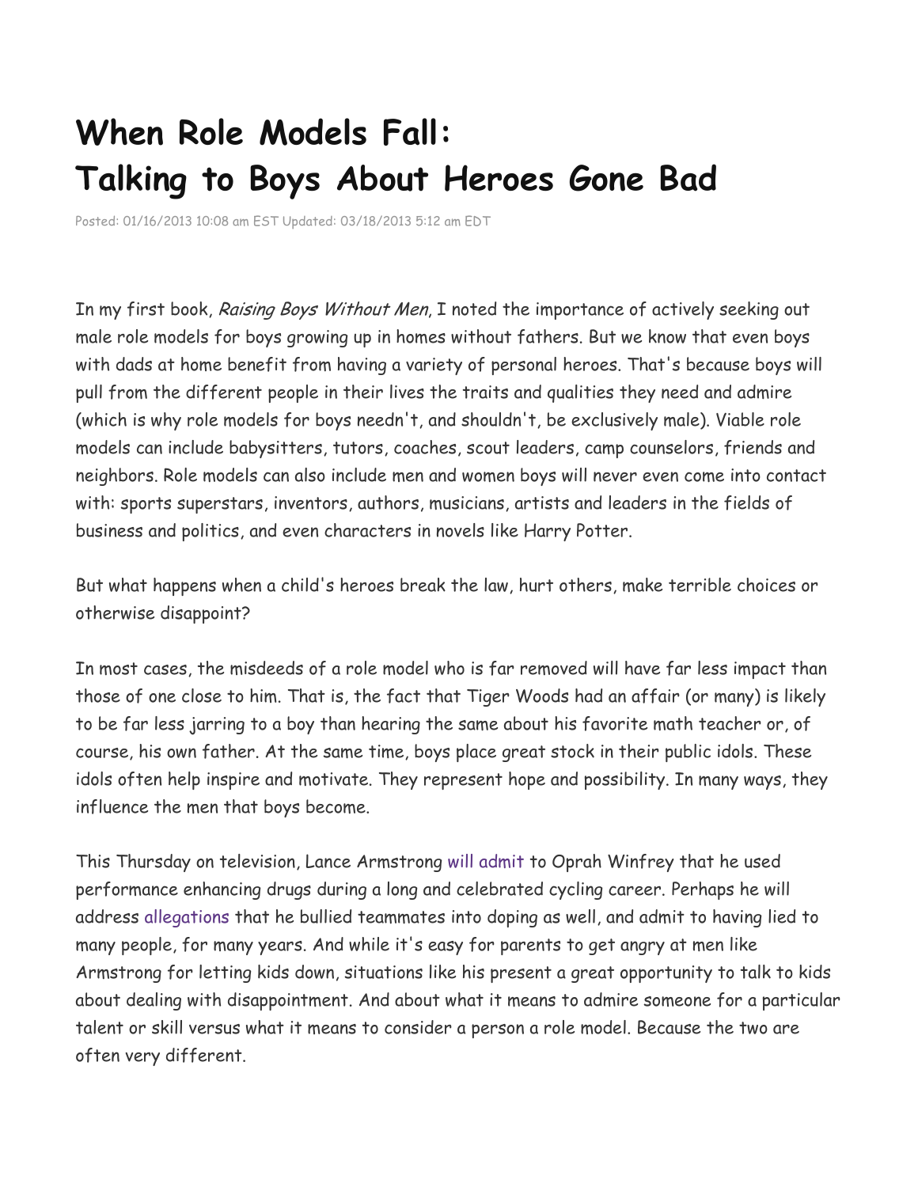# When Role Models Fall:
# Talking to Boys About Heroes Gone Bad

Posted: 01/16/2013 10:08 am EST Updated: 03/18/2013 5:12 am EDT

In my first book, *Raising Boys Without Men*, I noted the importance of actively seeking out male role models for boys growing up in homes without fathers. But we know that even boys with dads at home benefit from having a variety of personal heroes. That's because boys will pull from the different people in their lives the traits and qualities they need and admire (which is why role models for boys needn't, and shouldn't, be exclusively male). Viable role models can include babysitters, tutors, coaches, scout leaders, camp counselors, friends and neighbors. Role models can also include men and women boys will never even come into contact with: sports superstars, inventors, authors, musicians, artists and leaders in the fields of business and politics, and even characters in novels like Harry Potter.

But what happens when a child's heroes break the law, hurt others, make terrible choices or otherwise disappoint?

In most cases, the misdeeds of a role model who is far removed will have far less impact than those of one close to him. That is, the fact that Tiger Woods had an affair (or many) is likely to be far less jarring to a boy than hearing the same about his favorite math teacher or, of course, his own father. At the same time, boys place great stock in their public idols. These idols often help inspire and motivate. They represent hope and possibility. In many ways, they influence the men that boys become.

This Thursday on television, Lance Armstrong will admit to Oprah Winfrey that he used performance enhancing drugs during a long and celebrated cycling career. Perhaps he will address allegations that he bullied teammates into doping as well, and admit to having lied to many people, for many years. And while it's easy for parents to get angry at men like Armstrong for letting kids down, situations like his present a great opportunity to talk to kids about dealing with disappointment. And about what it means to admire someone for a particular talent or skill versus what it means to consider a person a role model. Because the two are often very different.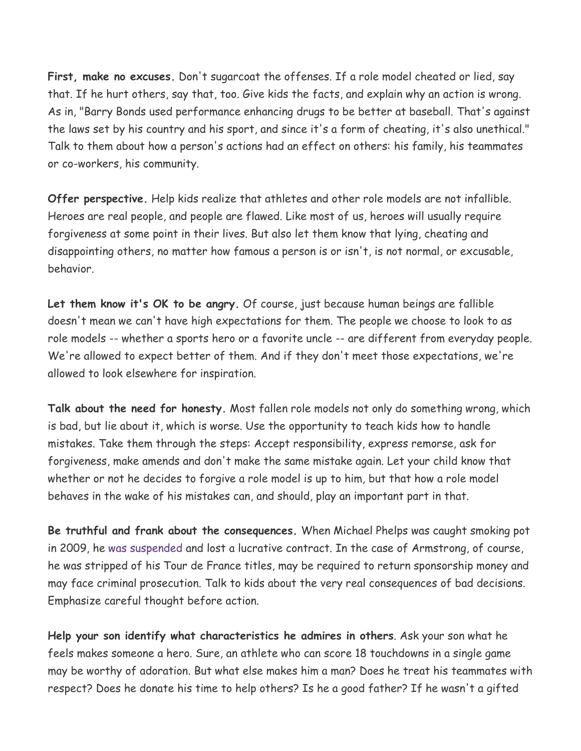**First, make no excuses.** Don't sugarcoat the offenses. If a role model cheated or lied, say that. If he hurt others, say that, too. Give kids the facts, and explain why an action is wrong. As in, "Barry Bonds used performance enhancing drugs to be better at baseball. That's against the laws set by his country and his sport, and since it's a form of cheating, it's also unethical." Talk to them about how a person's actions had an effect on others: his family, his teammates or co-workers, his community.

**Offer perspective.** Help kids realize that athletes and other role models are not infallible. Heroes are real people, and people are flawed. Like most of us, heroes will usually require forgiveness at some point in their lives. But also let them know that lying, cheating and disappointing others, no matter how famous a person is or isn't, is not normal, or excusable, behavior.

**Let them know it's OK to be angry.** Of course, just because human beings are fallible doesn't mean we can't have high expectations for them. The people we choose to look to as role models -- whether a sports hero or a favorite uncle -- are different from everyday people. We're allowed to expect better of them. And if they don't meet those expectations, we're allowed to look elsewhere for inspiration.

**Talk about the need for honesty.** Most fallen role models not only do something wrong, which is bad, but lie about it, which is worse. Use the opportunity to teach kids how to handle mistakes. Take them through the steps: Accept responsibility, express remorse, ask for forgiveness, make amends and don't make the same mistake again. Let your child know that whether or not he decides to forgive a role model is up to him, but that how a role model behaves in the wake of his mistakes can, and should, play an important part in that.

**Be truthful and frank about the consequences.** When Michael Phelps was caught smoking pot in 2009, he was suspended and lost a lucrative contract. In the case of Armstrong, of course, he was stripped of his Tour de France titles, may be required to return sponsorship money and may face criminal prosecution. Talk to kids about the very real consequences of bad decisions. Emphasize careful thought before action.

**Help your son identify what characteristics he admires in others**. Ask your son what he feels makes someone a hero. Sure, an athlete who can score 18 touchdowns in a single game may be worthy of adoration. But what else makes him a man? Does he treat his teammates with respect? Does he donate his time to help others? Is he a good father? If he wasn't a gifted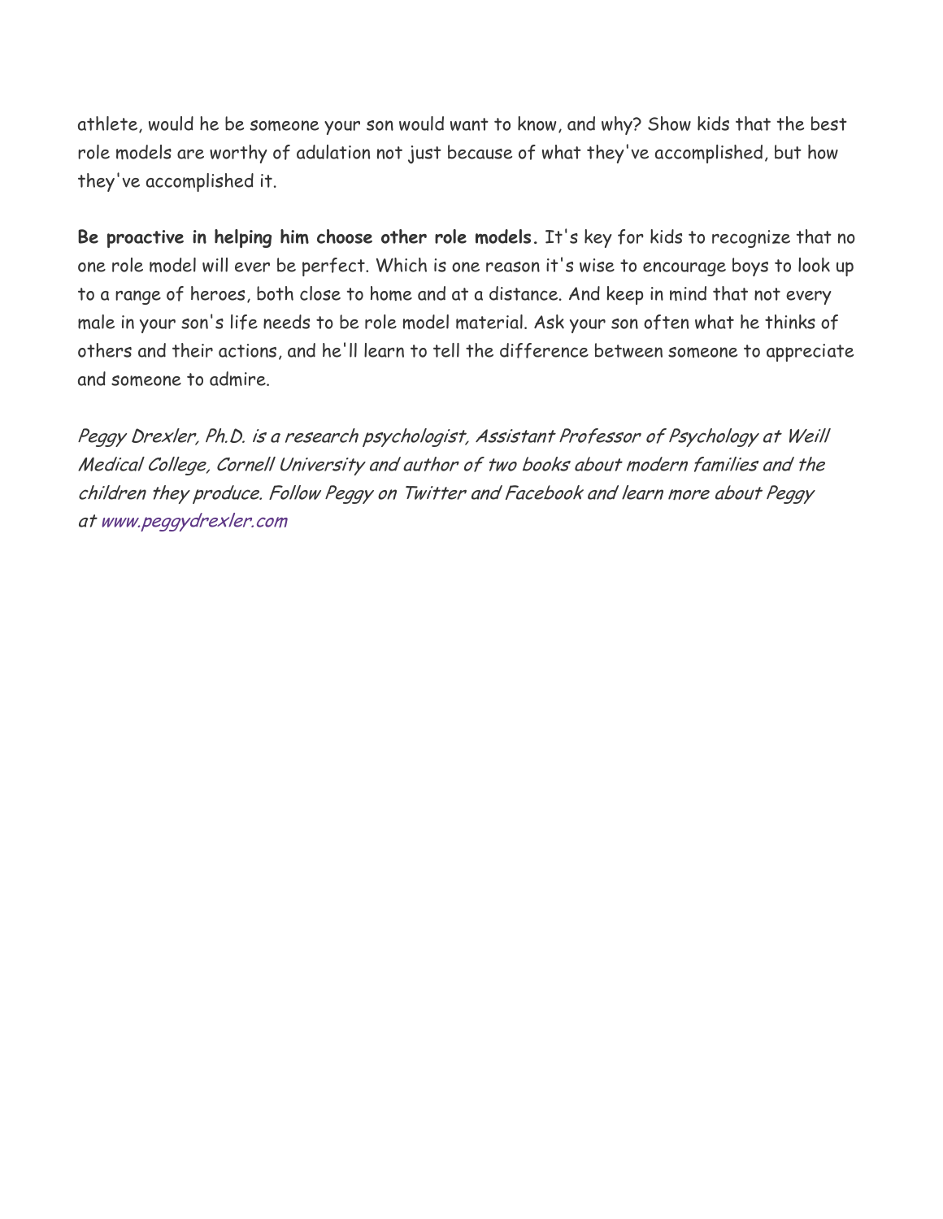athlete, would he be someone your son would want to know, and why? Show kids that the best role models are worthy of adulation not just because of what they've accomplished, but how they've accomplished it.

**Be proactive in helping him choose other role models.** It's key for kids to recognize that no one role model will ever be perfect. Which is one reason it's wise to encourage boys to look up to a range of heroes, both close to home and at a distance. And keep in mind that not every male in your son's life needs to be role model material. Ask your son often what he thinks of others and their actions, and he'll learn to tell the difference between someone to appreciate and someone to admire.

*Peggy Drexler, Ph.D. is a research psychologist, Assistant Professor of Psychology at Weill Medical College, Cornell University and author of two books about modern families and the children they produce. Follow Peggy on Twitter and Facebook and learn more about Peggy at www.peggydrexler.com*